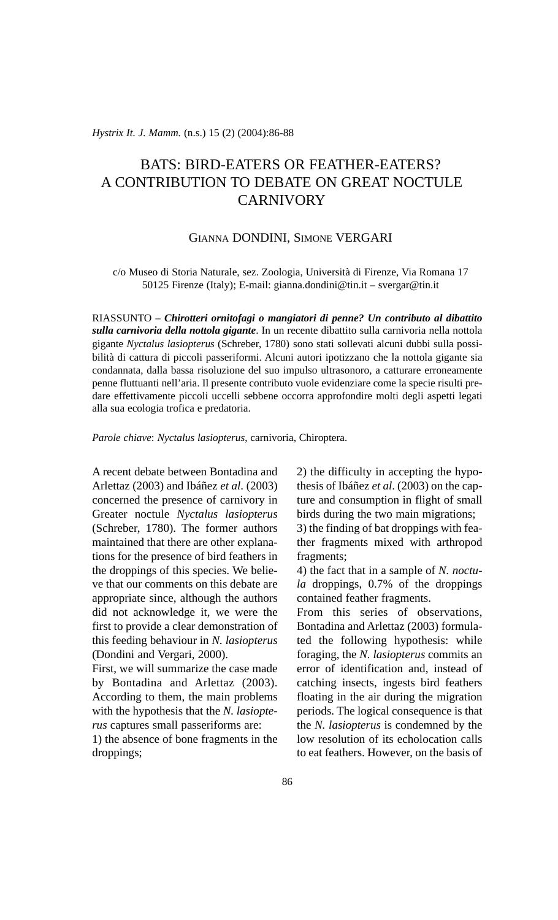# BATS: BIRD-EATERS OR FEATHER-EATERS? A CONTRIBUTION TO DEBATE ON GREAT NOCTULE CARNIVORY

GIANNA DONDINI, SIMONE VERGARI

c/o Museo di Storia Naturale, sez. Zoologia, Università di Firenze, Via Romana 17 50125 Firenze (Italy); E-mail: gianna.dondini@tin.it – svergar@tin.it

RIASSUNTO – ***Chirotteri ornitofagi o mangiatori di penne? Un contributo al dibattito sulla carnivoria della nottola gigante***. In un recente dibattito sulla carnivoria nella nottola gigante *Nyctalus lasiopterus* (Schreber, 1780) sono stati sollevati alcuni dubbi sulla possibilità di cattura di piccoli passeriformi. Alcuni autori ipotizzano che la nottola gigante sia condannata, dalla bassa risoluzione del suo impulso ultrasonoro, a catturare erroneamente penne fluttuanti nell'aria. Il presente contributo vuole evidenziare come la specie risulti predare effettivamente piccoli uccelli sebbene occorra approfondire molti degli aspetti legati alla sua ecologia trofica e predatoria.

*Parole chiave*: *Nyctalus lasiopterus*, carnivoria, Chiroptera.

A recent debate between Bontadina and Arlettaz (2003) and Ibáñez *et al*. (2003) concerned the presence of carnivory in Greater noctule *Nyctalus lasiopterus* (Schreber, 1780). The former authors maintained that there are other explanations for the presence of bird feathers in the droppings of this species. We believe that our comments on this debate are appropriate since, although the authors did not acknowledge it, we were the first to provide a clear demonstration of this feeding behaviour in *N. lasiopterus* (Dondini and Vergari, 2000).

First, we will summarize the case made by Bontadina and Arlettaz (2003). According to them, the main problems with the hypothesis that the *N. lasiopterus* captures small passeriforms are:

1) the absence of bone fragments in the droppings;

2) the difficulty in accepting the hypothesis of Ibáñez *et al*. (2003) on the capture and consumption in flight of small birds during the two main migrations;

3) the finding of bat droppings with feather fragments mixed with arthropod fragments;

4) the fact that in a sample of *N. noctula* droppings, 0.7% of the droppings contained feather fragments.

From this series of observations, Bontadina and Arlettaz (2003) formulated the following hypothesis: while foraging, the *N. lasiopterus* commits an error of identification and, instead of catching insects, ingests bird feathers floating in the air during the migration periods. The logical consequence is that the *N. lasiopterus* is condemned by the low resolution of its echolocation calls to eat feathers. However, on the basis of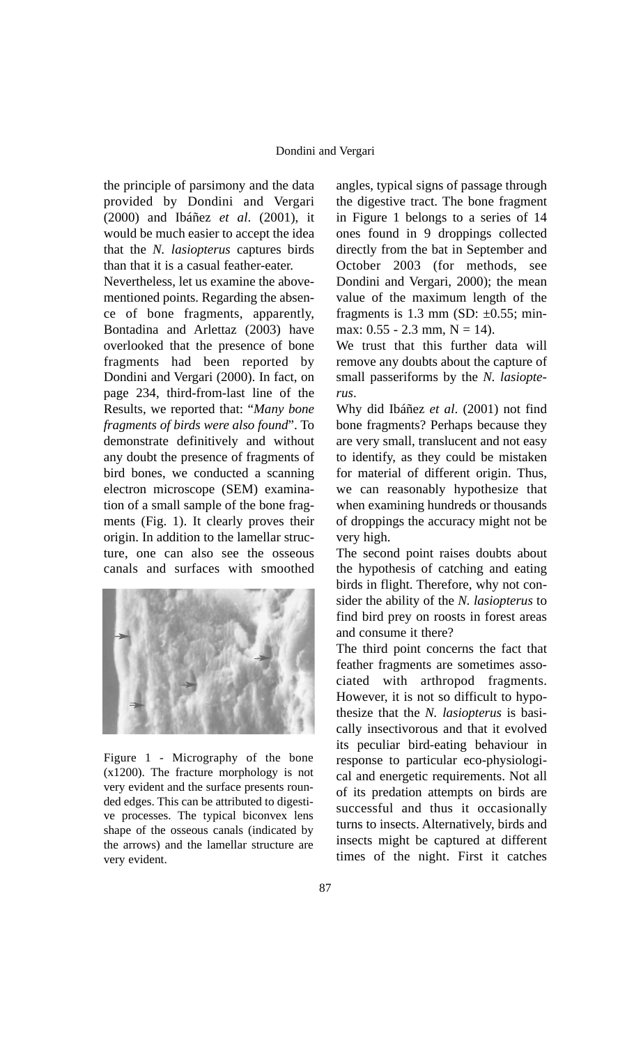the principle of parsimony and the data provided by Dondini and Vergari (2000) and Ibáñez *et al*. (2001), it would be much easier to accept the idea that the *N. lasiopterus* captures birds than that it is a casual feather-eater.

Nevertheless, let us examine the above-mentioned points. Regarding the absence of bone fragments, apparently, Bontadina and Arlettaz (2003) have overlooked that the presence of bone fragments had been reported by Dondini and Vergari (2000). In fact, on page 234, third-from-last line of the Results, we reported that: "*Many bone fragments of birds were also found*". To demonstrate definitively and without any doubt the presence of fragments of bird bones, we conducted a scanning electron microscope (SEM) examination of a small sample of the bone fragments (Fig. 1). It clearly proves their origin. In addition to the lamellar structure, one can also see the osseous canals and surfaces with smoothed angles, typical signs of passage through the digestive tract. The bone fragment in Figure 1 belongs to a series of 14 ones found in 9 droppings collected directly from the bat in September and October 2003 (for methods, see Dondini and Vergari, 2000); the mean value of the maximum length of the fragments is 1.3 mm (SD: ±0.55; min-max: 0.55 - 2.3 mm, N = 14).

Figure 1 - Micrography of the bone (x1200). The fracture morphology is not very evident and the surface presents rounded edges. This can be attributed to digestive processes. The typical biconvex lens shape of the osseous canals (indicated by the arrows) and the lamellar structure are very evident.

We trust that this further data will remove any doubts about the capture of small passeriforms by the *N. lasiopterus*.

Why did Ibáñez *et al*. (2001) not find bone fragments? Perhaps because they are very small, translucent and not easy to identify, as they could be mistaken for material of different origin. Thus, we can reasonably hypothesize that when examining hundreds or thousands of droppings the accuracy might not be very high.

The second point raises doubts about the hypothesis of catching and eating birds in flight. Therefore, why not consider the ability of the *N. lasiopterus* to find bird prey on roosts in forest areas and consume it there?

The third point concerns the fact that feather fragments are sometimes associated with arthropod fragments. However, it is not so difficult to hypothesize that the *N. lasiopterus* is basically insectivorous and that it evolved its peculiar bird-eating behaviour in response to particular eco-physiological and energetic requirements. Not all of its predation attempts on birds are successful and thus it occasionally turns to insects. Alternatively, birds and insects might be captured at different times of the night. First it catches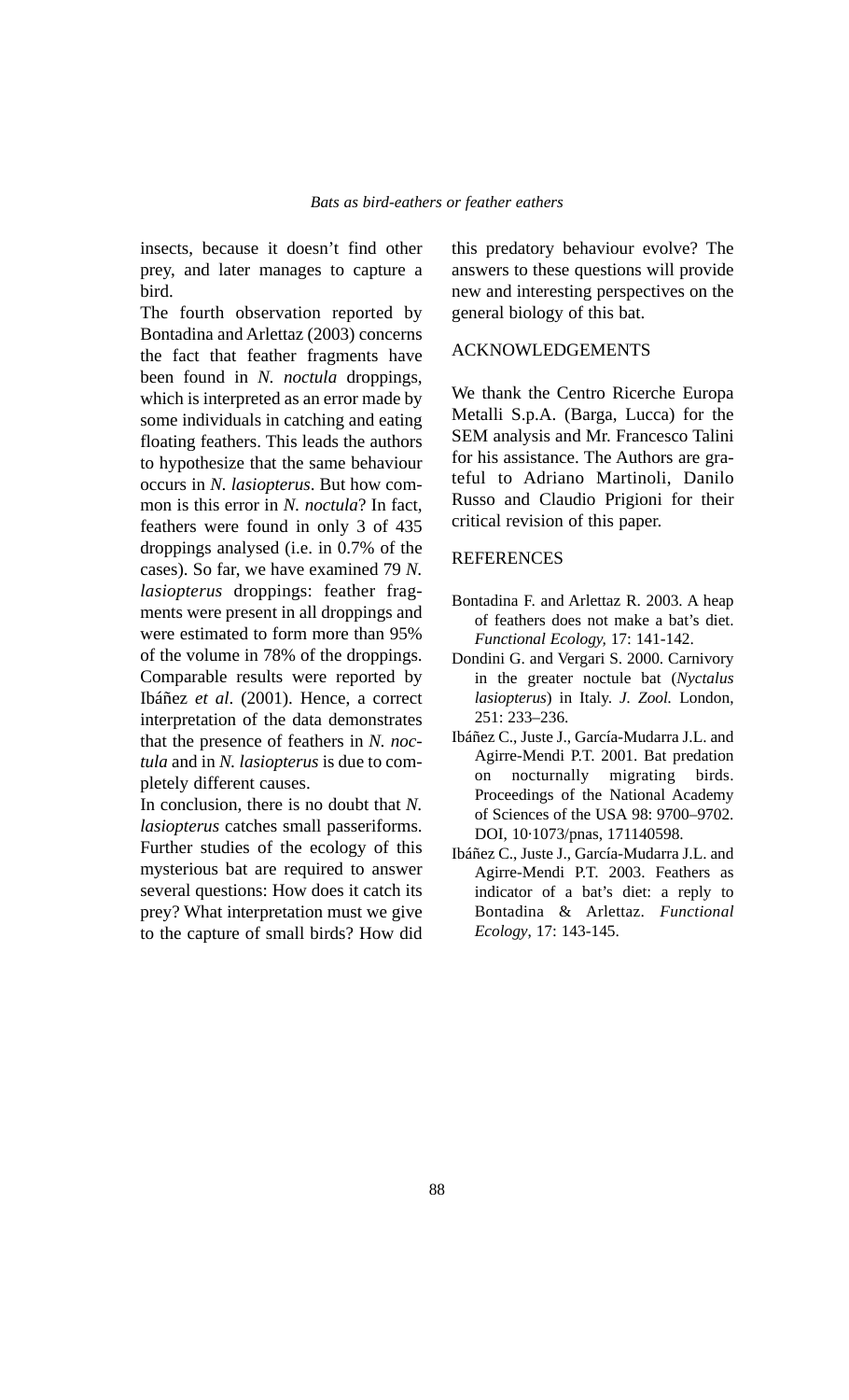insects, because it doesn't find other prey, and later manages to capture a bird.

The fourth observation reported by Bontadina and Arlettaz (2003) concerns the fact that feather fragments have been found in *N. noctula* droppings, which is interpreted as an error made by some individuals in catching and eating floating feathers. This leads the authors to hypothesize that the same behaviour occurs in *N. lasiopterus*. But how common is this error in *N. noctula*? In fact, feathers were found in only 3 of 435 droppings analysed (i.e. in 0.7% of the cases). So far, we have examined 79 *N. lasiopterus* droppings: feather fragments were present in all droppings and were estimated to form more than 95% of the volume in 78% of the droppings. Comparable results were reported by Ibáñez *et al*. (2001). Hence, a correct interpretation of the data demonstrates that the presence of feathers in *N. noctula* and in *N. lasiopterus* is due to completely different causes.

In conclusion, there is no doubt that *N. lasiopterus* catches small passeriforms. Further studies of the ecology of this mysterious bat are required to answer several questions: How does it catch its prey? What interpretation must we give to the capture of small birds? How did this predatory behaviour evolve? The answers to these questions will provide new and interesting perspectives on the general biology of this bat.

## ACKNOWLEDGEMENTS

We thank the Centro Ricerche Europa Metalli S.p.A. (Barga, Lucca) for the SEM analysis and Mr. Francesco Talini for his assistance. The Authors are grateful to Adriano Martinoli, Danilo Russo and Claudio Prigioni for their critical revision of this paper.

## REFERENCES

- Bontadina F. and Arlettaz R. 2003. A heap of feathers does not make a bat's diet. *Functional Ecology,* 17: 141-142.
- Dondini G. and Vergari S. 2000. Carnivory in the greater noctule bat (*Nyctalus lasiopterus*) in Italy. *J. Zool.* London, 251: 233–236.
- Ibáñez C., Juste J., García-Mudarra J.L. and Agirre-Mendi P.T. 2001. Bat predation on nocturnally migrating birds. Proceedings of the National Academy of Sciences of the USA 98: 9700–9702. DOI, 10·1073/pnas, 171140598.
- Ibáñez C., Juste J., García-Mudarra J.L. and Agirre-Mendi P.T. 2003. Feathers as indicator of a bat's diet: a reply to Bontadina & Arlettaz. *Functional Ecology*, 17: 143-145.